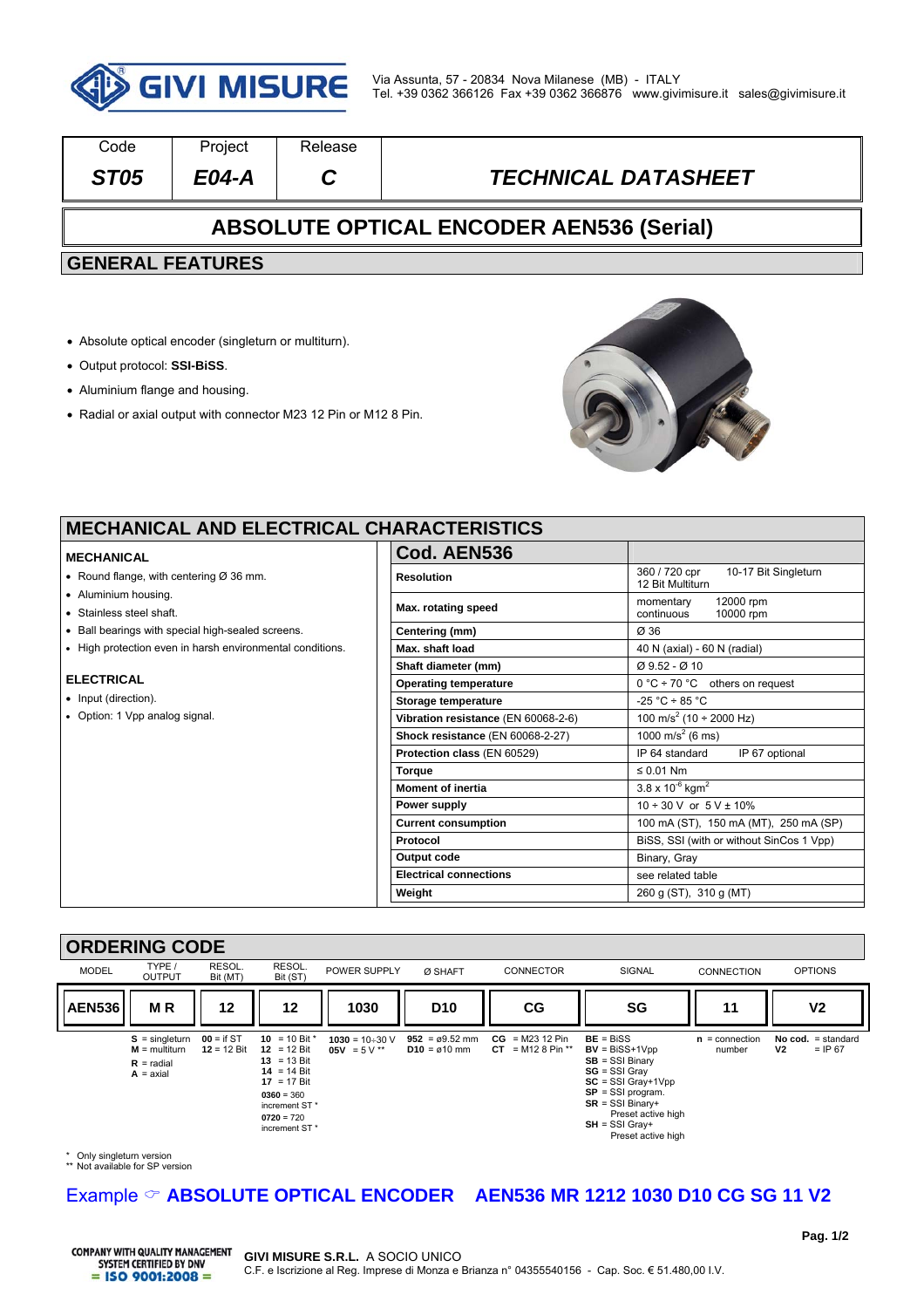GIVI MISURE

Via Assunta, 57 - 20834 Nova Milanese (MB) - ITALY
Tel. +39 0362 366126 Fax +39 0362 366876 www.givimisure.it sales@givimisure.it

| Code | Project | Release | |
|---|---|---|---|
| *ST05* | *E04-A* | *C* | *TECHNICAL DATASHEET* |

# ABSOLUTE OPTICAL ENCODER AEN536 (Serial)

## GENERAL FEATURES

- Absolute optical encoder (singleturn or multiturn).
- Output protocol: **SSI-BiSS**.
- Aluminium flange and housing.
- Radial or axial output with connector M23 12 Pin or M12 8 Pin.

## MECHANICAL AND ELECTRICAL CHARACTERISTICS

### MECHANICAL

- Round flange, with centering Ø 36 mm.
- Aluminium housing.
- Stainless steel shaft.
- Ball bearings with special high-sealed screens.
- High protection even in harsh environmental conditions.

### ELECTRICAL

- Input (direction).
- Option: 1 Vpp analog signal.

| **Cod. AEN536** | |
|---|---|
| **Resolution** | 360 / 720 cpr 10-17 Bit Singleturn<br>12 Bit Multiturn |
| **Max. rotating speed** | momentary 12000 rpm<br>continuous 10000 rpm |
| **Centering (mm)** | Ø 36 |
| **Max. shaft load** | 40 N (axial) - 60 N (radial) |
| **Shaft diameter (mm)** | Ø 9.52 - Ø 10 |
| **Operating temperature** | 0 °C ÷ 70 °C others on request |
| **Storage temperature** | -25 °C ÷ 85 °C |
| **Vibration resistance** (EN 60068-2-6) | 100 $m/s^2$ (10 ÷ 2000 Hz) |
| **Shock resistance** (EN 60068-2-27) | 1000 $m/s^2$ (6 ms) |
| **Protection class** (EN 60529) | IP 64 standard IP 67 optional |
| **Torque** | ≤ 0.01 Nm |
| **Moment of inertia** | $3.8 \times 10^{-6}$ $kgm^2$ |
| **Power supply** | 10 ÷ 30 V or 5 V ± 10% |
| **Current consumption** | 100 mA (ST), 150 mA (MT), 250 mA (SP) |
| **Protocol** | BiSS, SSI (with or without SinCos 1 Vpp) |
| **Output code** | Binary, Gray |
| **Electrical connections** | see related table |
| **Weight** | 260 g (ST), 310 g (MT) |

## ORDERING CODE

| MODEL | TYPE / OUTPUT | RESOL. Bit (MT) | RESOL. Bit (ST) | POWER SUPPLY | Ø SHAFT | CONNECTOR | SIGNAL | CONNECTION | OPTIONS |
|---|---|---|---|---|---|---|---|---|---|
| **AEN536** | **M R** | **12** | **12** | **1030** | **D10** | **CG** | **SG** | **11** | **V2** |
| | **S** = singleturn<br>**M** = multiturn<br>**R** = radial<br>**A** = axial | **00** = if ST<br>**12** = 12 Bit | **10** = 10 Bit *<br>**12** = 12 Bit<br>**13** = 13 Bit<br>**14** = 14 Bit<br>**17** = 17 Bit<br>**0360** = 360 increment ST *<br>**0720** = 720 increment ST * | **1030** = 10÷30 V<br>**05V** = 5 V ** | **952** = ø9.52 mm<br>**D10** = ø10 mm | **CG** = M23 12 Pin<br>**CT** = M12 8 Pin ** | **BE** = BiSS<br>**BV** = BiSS+1Vpp<br>**SB** = SSI Binary<br>**SG** = SSI Gray<br>**SC** = SSI Gray+1Vpp<br>**SP** = SSI program.<br>**SR** = SSI Binary+ Preset active high<br>**SH** = SSI Gray+ Preset active high | **n** = connection number | **No cod.** = standard<br>**V2** = IP 67 |

\* Only singleturn version
\*\* Not available for SP version

Example ☞ **ABSOLUTE OPTICAL ENCODER AEN536 MR 1212 1030 D10 CG SG 11 V2**

COMPANY WITH QUALITY MANAGEMENT SYSTEM CERTIFIED BY DNV = ISO 9001:2008 =

**GIVI MISURE S.R.L.** A SOCIO UNICO
C.F. e Iscrizione al Reg. Imprese di Monza e Brianza n° 04355540156 - Cap. Soc. € 51.480,00 I.V.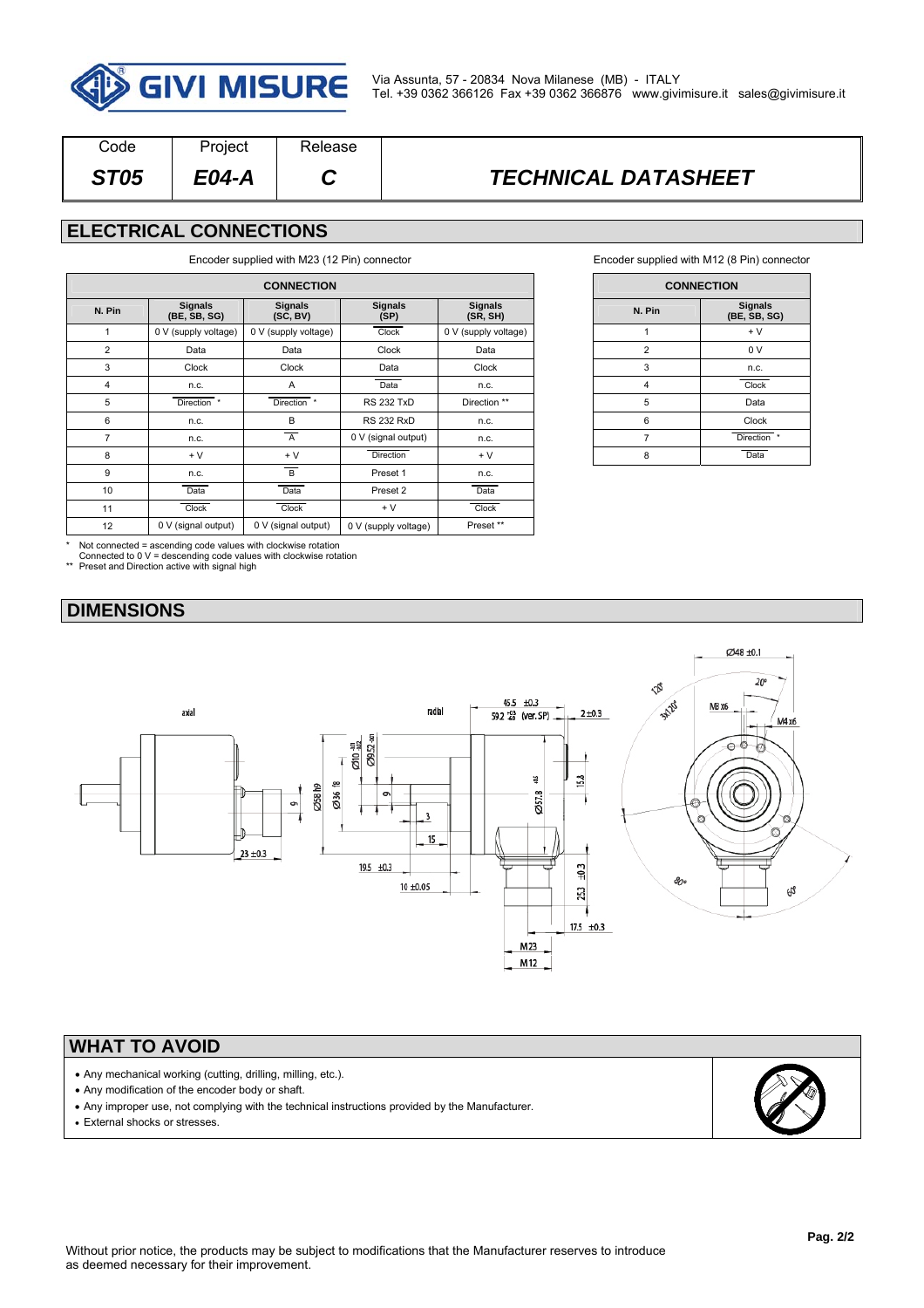Via Assunta, 57 - 20834 Nova Milanese (MB) - ITALY
Tel. +39 0362 366126 Fax +39 0362 366876 www.givimisure.it sales@givimisure.it

| Code | Project | Release | |
|---|---|---|---|
| ***ST05*** | ***E04-A*** | ***C*** | ***TECHNICAL DATASHEET*** |

## ELECTRICAL CONNECTIONS

Encoder supplied with M23 (12 Pin) connector

| CONNECTION | | | | |
|---|---|---|---|---|
| **N. Pin** | **Signals (BE, SB, SG)** | **Signals (SC, BV)** | **Signals (SP)** | **Signals (SR, SH)** |
| 1 | 0 V (supply voltage) | 0 V (supply voltage) | $\overline{\text{Clock}}$ | 0 V (supply voltage) |
| 2 | Data | Data | Clock | Data |
| 3 | Clock | Clock | Data | Clock |
| 4 | n.c. | A | $\overline{\text{Data}}$ | n.c. |
| 5 | $\overline{\text{Direction}}$ * | $\overline{\text{Direction}}$ * | RS 232 TxD | Direction ** |
| 6 | n.c. | B | RS 232 RxD | n.c. |
| 7 | n.c. | $\overline{\text{A}}$ | 0 V (signal output) | n.c. |
| 8 | + V | + V | $\overline{\text{Direction}}$ | + V |
| 9 | n.c. | $\overline{\text{B}}$ | Preset 1 | n.c. |
| 10 | $\overline{\text{Data}}$ | $\overline{\text{Data}}$ | Preset 2 | $\overline{\text{Data}}$ |
| 11 | $\overline{\text{Clock}}$ | $\overline{\text{Clock}}$ | + V | $\overline{\text{Clock}}$ |
| 12 | 0 V (signal output) | 0 V (signal output) | 0 V (supply voltage) | Preset ** |

Encoder supplied with M12 (8 Pin) connector

| CONNECTION | |
|---|---|
| **N. Pin** | **Signals (BE, SB, SG)** |
| 1 | + V |
| 2 | 0 V |
| 3 | n.c. |
| 4 | $\overline{\text{Clock}}$ |
| 5 | Data |
| 6 | Clock |
| 7 | $\overline{\text{Direction}}$ * |
| 8 | $\overline{\text{Data}}$ |

\* Not connected = ascending code values with clockwise rotation
Connected to 0 V = descending code values with clockwise rotation
** Preset and Direction active with signal high

## DIMENSIONS

axial
radial
45.5 ±0.3
59.2 (ver. SP)
2±0.3
Ø48 ±0.1
20°
120°
3x120°
M3 x6
M4 x6
Ø10
Ø9.52
Ø58 h9
Ø36 f8
9
9
3
15
15.8
Ø57.8
23 ±0.3
19.5 ±0.3
10 ±0.05
25.3 ±0.3
17.5 ±0.3
M23
M12
80°
60°

## WHAT TO AVOID

- Any mechanical working (cutting, drilling, milling, etc.).
- Any modification of the encoder body or shaft.
- Any improper use, not complying with the technical instructions provided by the Manufacturer.
- External shocks or stresses.

Without prior notice, the products may be subject to modifications that the Manufacturer reserves to introduce as deemed necessary for their improvement.